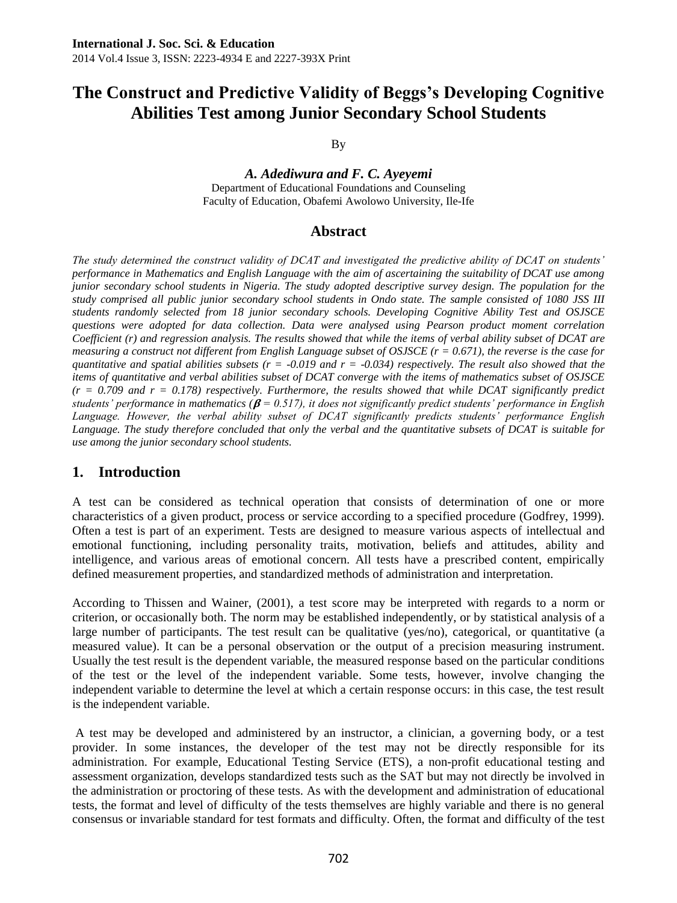# The Construct and Predictive Validity of Beggs's Developing Cognitive Abilities Test among Junior Secondary School Students

By

***A. Adediwura and F. C. Ayeyemi***

Department of Educational Foundations and Counseling
Faculty of Education, Obafemi Awolowo University, Ile-Ife

## Abstract

*The study determined the construct validity of DCAT and investigated the predictive ability of DCAT on students' performance in Mathematics and English Language with the aim of ascertaining the suitability of DCAT use among junior secondary school students in Nigeria. The study adopted descriptive survey design. The population for the study comprised all public junior secondary school students in Ondo state. The sample consisted of 1080 JSS III students randomly selected from 18 junior secondary schools. Developing Cognitive Ability Test and OSJSCE questions were adopted for data collection. Data were analysed using Pearson product moment correlation Coefficient (r) and regression analysis. The results showed that while the items of verbal ability subset of DCAT are measuring a construct not different from English Language subset of OSJSCE ($r = 0.671$), the reverse is the case for quantitative and spatial abilities subsets ($r = -0.019$ and $r = -0.034$) respectively. The result also showed that the items of quantitative and verbal abilities subset of DCAT converge with the items of mathematics subset of OSJSCE ($r = 0.709$ and $r = 0.178$) respectively. Furthermore, the results showed that while DCAT significantly predict students' performance in mathematics ($\beta = 0.517$), it does not significantly predict students' performance in English Language. However, the verbal ability subset of DCAT significantly predicts students' performance English Language. The study therefore concluded that only the verbal and the quantitative subsets of DCAT is suitable for use among the junior secondary school students.*

## 1. Introduction

A test can be considered as technical operation that consists of determination of one or more characteristics of a given product, process or service according to a specified procedure (Godfrey, 1999). Often a test is part of an experiment. Tests are designed to measure various aspects of intellectual and emotional functioning, including personality traits, motivation, beliefs and attitudes, ability and intelligence, and various areas of emotional concern. All tests have a prescribed content, empirically defined measurement properties, and standardized methods of administration and interpretation.

According to Thissen and Wainer, (2001), a test score may be interpreted with regards to a norm or criterion, or occasionally both. The norm may be established independently, or by statistical analysis of a large number of participants. The test result can be qualitative (yes/no), categorical, or quantitative (a measured value). It can be a personal observation or the output of a precision measuring instrument. Usually the test result is the dependent variable, the measured response based on the particular conditions of the test or the level of the independent variable. Some tests, however, involve changing the independent variable to determine the level at which a certain response occurs: in this case, the test result is the independent variable.

A test may be developed and administered by an instructor, a clinician, a governing body, or a test provider. In some instances, the developer of the test may not be directly responsible for its administration. For example, Educational Testing Service (ETS), a non-profit educational testing and assessment organization, develops standardized tests such as the SAT but may not directly be involved in the administration or proctoring of these tests. As with the development and administration of educational tests, the format and level of difficulty of the tests themselves are highly variable and there is no general consensus or invariable standard for test formats and difficulty. Often, the format and difficulty of the test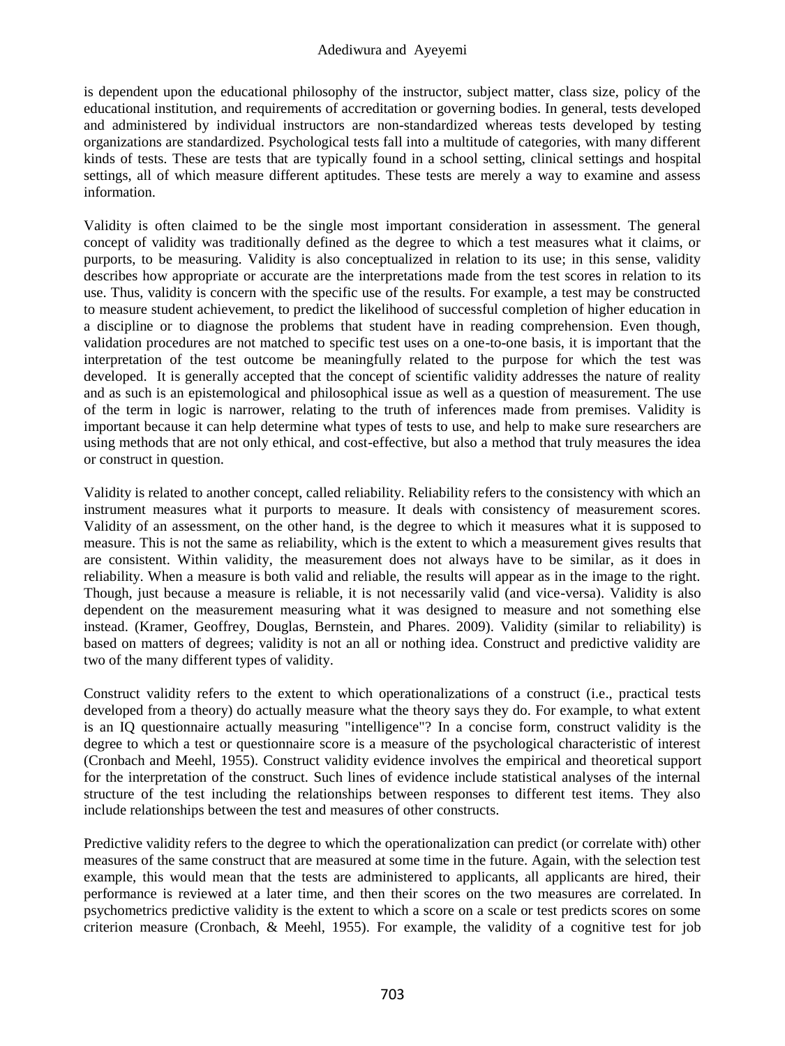is dependent upon the educational philosophy of the instructor, subject matter, class size, policy of the educational institution, and requirements of accreditation or governing bodies. In general, tests developed and administered by individual instructors are non-standardized whereas tests developed by testing organizations are standardized. Psychological tests fall into a multitude of categories, with many different kinds of tests. These are tests that are typically found in a school setting, clinical settings and hospital settings, all of which measure different aptitudes. These tests are merely a way to examine and assess information.

Validity is often claimed to be the single most important consideration in assessment. The general concept of validity was traditionally defined as the degree to which a test measures what it claims, or purports, to be measuring. Validity is also conceptualized in relation to its use; in this sense, validity describes how appropriate or accurate are the interpretations made from the test scores in relation to its use. Thus, validity is concern with the specific use of the results. For example, a test may be constructed to measure student achievement, to predict the likelihood of successful completion of higher education in a discipline or to diagnose the problems that student have in reading comprehension. Even though, validation procedures are not matched to specific test uses on a one-to-one basis, it is important that the interpretation of the test outcome be meaningfully related to the purpose for which the test was developed. It is generally accepted that the concept of scientific validity addresses the nature of reality and as such is an epistemological and philosophical issue as well as a question of measurement. The use of the term in logic is narrower, relating to the truth of inferences made from premises. Validity is important because it can help determine what types of tests to use, and help to make sure researchers are using methods that are not only ethical, and cost-effective, but also a method that truly measures the idea or construct in question.

Validity is related to another concept, called reliability. Reliability refers to the consistency with which an instrument measures what it purports to measure. It deals with consistency of measurement scores. Validity of an assessment, on the other hand, is the degree to which it measures what it is supposed to measure. This is not the same as reliability, which is the extent to which a measurement gives results that are consistent. Within validity, the measurement does not always have to be similar, as it does in reliability. When a measure is both valid and reliable, the results will appear as in the image to the right. Though, just because a measure is reliable, it is not necessarily valid (and vice-versa). Validity is also dependent on the measurement measuring what it was designed to measure and not something else instead. (Kramer, Geoffrey, Douglas, Bernstein, and Phares. 2009). Validity (similar to reliability) is based on matters of degrees; validity is not an all or nothing idea. Construct and predictive validity are two of the many different types of validity.

Construct validity refers to the extent to which operationalizations of a construct (i.e., practical tests developed from a theory) do actually measuring what the theory says they do. For example, to what extent is an IQ questionnaire actually measuring "intelligence"? In a concise form, construct validity is the degree to which a test or questionnaire score is a measure of the psychological characteristic of interest (Cronbach and Meehl, 1955). Construct validity evidence involves the empirical and theoretical support for the interpretation of the construct. Such lines of evidence include statistical analyses of the internal structure of the test including the relationships between responses to different test items. They also include relationships between the test and measures of other constructs.

Predictive validity refers to the degree to which the operationalization can predict (or correlate with) other measures of the same construct that are measured at some time in the future. Again, with the selection test example, this would mean that the tests are administered to applicants, all applicants are hired, their performance is reviewed at a later time, and then their scores on the two measures are correlated. In psychometrics predictive validity is the extent to which a score on a scale or test predicts scores on some criterion measure (Cronbach, & Meehl, 1955). For example, the validity of a cognitive test for job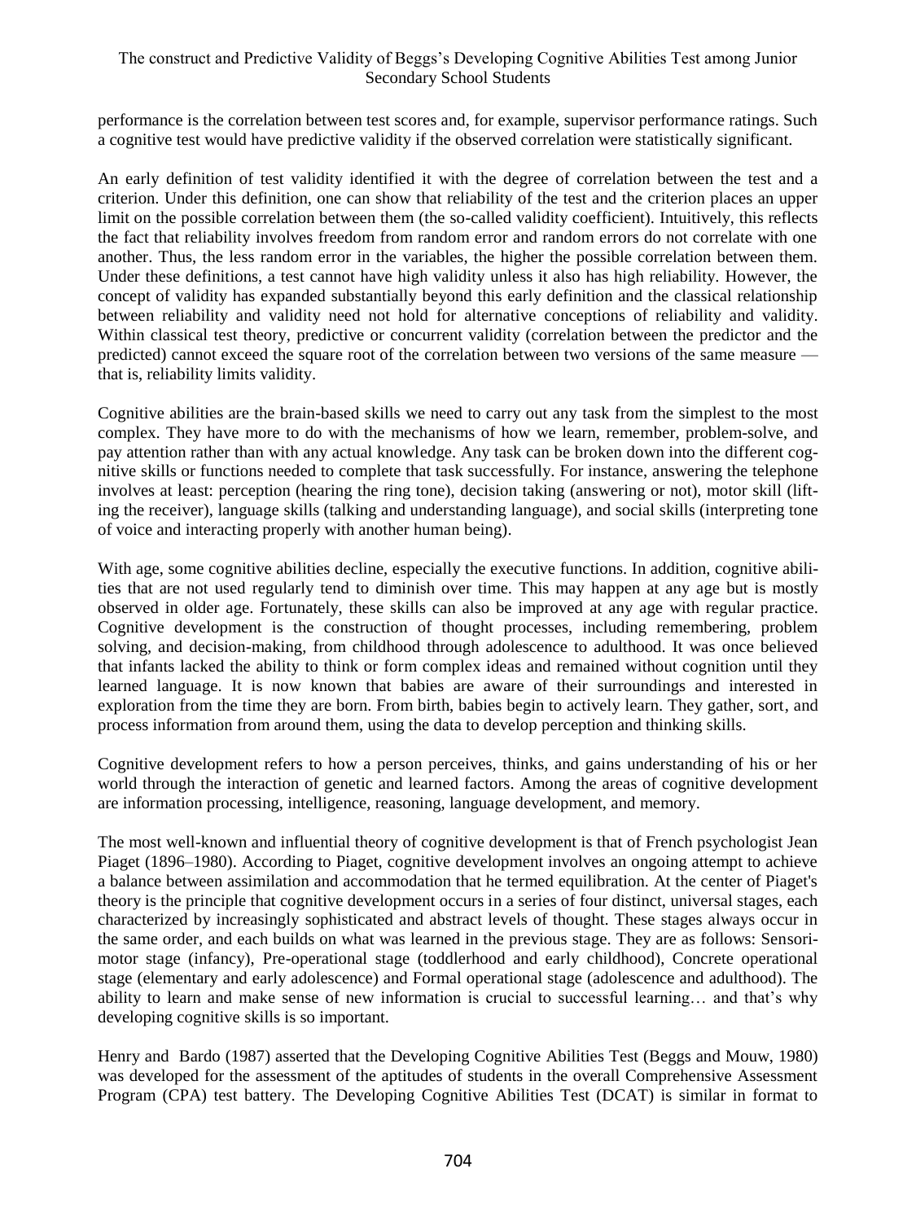performance is the correlation between test scores and, for example, supervisor performance ratings. Such a cognitive test would have predictive validity if the observed correlation were statistically significant.

An early definition of test validity identified it with the degree of correlation between the test and a criterion. Under this definition, one can show that reliability of the test and the criterion places an upper limit on the possible correlation between them (the so-called validity coefficient). Intuitively, this reflects the fact that reliability involves freedom from random error and random errors do not correlate with one another. Thus, the less random error in the variables, the higher the possible correlation between them. Under these definitions, a test cannot have high validity unless it also has high reliability. However, the concept of validity has expanded substantially beyond this early definition and the classical relationship between reliability and validity need not hold for alternative conceptions of reliability and validity. Within classical test theory, predictive or concurrent validity (correlation between the predictor and the predicted) cannot exceed the square root of the correlation between two versions of the same measure — that is, reliability limits validity.

Cognitive abilities are the brain-based skills we need to carry out any task from the simplest to the most complex. They have more to do with the mechanisms of how we learn, remember, problem-solve, and pay attention rather than with any actual knowledge. Any task can be broken down into the different cognitive skills or functions needed to complete that task successfully. For instance, answering the telephone involves at least: perception (hearing the ring tone), decision taking (answering or not), motor skill (lifting the receiver), language skills (talking and understanding language), and social skills (interpreting tone of voice and interacting properly with another human being).

With age, some cognitive abilities decline, especially the executive functions. In addition, cognitive abilities that are not used regularly tend to diminish over time. This may happen at any age but is mostly observed in older age. Fortunately, these skills can also be improved at any age with regular practice. Cognitive development is the construction of thought processes, including remembering, problem solving, and decision-making, from childhood through adolescence to adulthood. It was once believed that infants lacked the ability to think or form complex ideas and remained without cognition until they learned language. It is now known that babies are aware of their surroundings and interested in exploration from the time they are born. From birth, babies begin to actively learn. They gather, sort, and process information from around them, using the data to develop perception and thinking skills.

Cognitive development refers to how a person perceives, thinks, and gains understanding of his or her world through the interaction of genetic and learned factors. Among the areas of cognitive development are information processing, intelligence, reasoning, language development, and memory.

The most well-known and influential theory of cognitive development is that of French psychologist Jean Piaget (1896–1980). According to Piaget, cognitive development involves an ongoing attempt to achieve a balance between assimilation and accommodation that he termed equilibration. At the center of Piaget's theory is the principle that cognitive development occurs in a series of four distinct, universal stages, each characterized by increasingly sophisticated and abstract levels of thought. These stages always occur in the same order, and each builds on what was learned in the previous stage. They are as follows: Sensorimotor stage (infancy), Pre-operational stage (toddlerhood and early childhood), Concrete operational stage (elementary and early adolescence) and Formal operational stage (adolescence and adulthood). The ability to learn and make sense of new information is crucial to successful learning… and that's why developing cognitive skills is so important.

Henry and Bardo (1987) asserted that the Developing Cognitive Abilities Test (Beggs and Mouw, 1980) was developed for the assessment of the aptitudes of students in the overall Comprehensive Assessment Program (CPA) test battery. The Developing Cognitive Abilities Test (DCAT) is similar in format to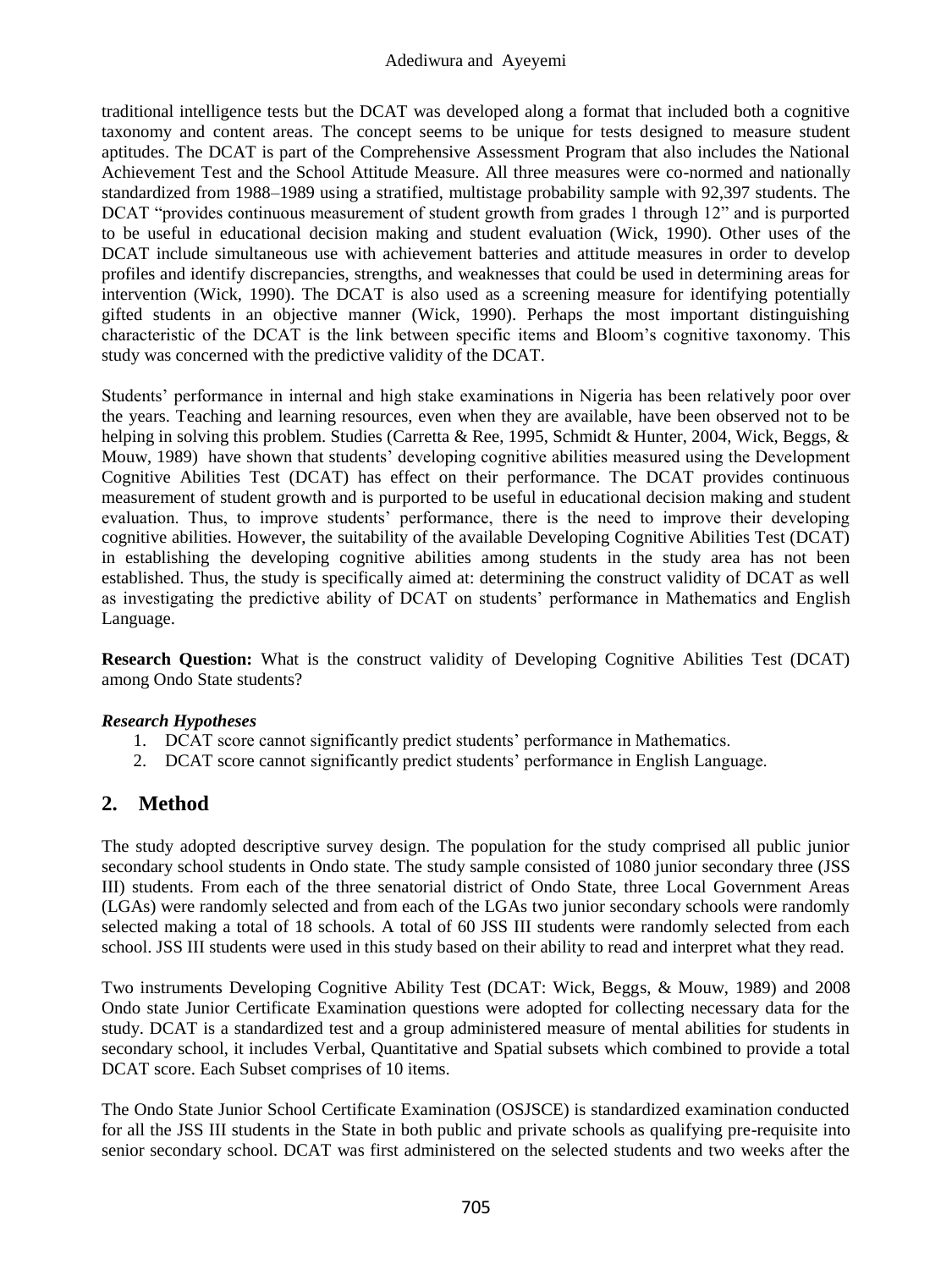traditional intelligence tests but the DCAT was developed along a format that included both a cognitive taxonomy and content areas. The concept seems to be unique for tests designed to measure student aptitudes. The DCAT is part of the Comprehensive Assessment Program that also includes the National Achievement Test and the School Attitude Measure. All three measures were co-normed and nationally standardized from 1988–1989 using a stratified, multistage probability sample with 92,397 students. The DCAT "provides continuous measurement of student growth from grades 1 through 12" and is purported to be useful in educational decision making and student evaluation (Wick, 1990). Other uses of the DCAT include simultaneous use with achievement batteries and attitude measures in order to develop profiles and identify discrepancies, strengths, and weaknesses that could be used in determining areas for intervention (Wick, 1990). The DCAT is also used as a screening measure for identifying potentially gifted students in an objective manner (Wick, 1990). Perhaps the most important distinguishing characteristic of the DCAT is the link between specific items and Bloom's cognitive taxonomy. This study was concerned with the predictive validity of the DCAT.

Students' performance in internal and high stake examinations in Nigeria has been relatively poor over the years. Teaching and learning resources, even when they are available, have been observed not to be helping in solving this problem. Studies (Carretta & Ree, 1995, Schmidt & Hunter, 2004, Wick, Beggs, & Mouw, 1989) have shown that students' developing cognitive abilities measured using the Development Cognitive Abilities Test (DCAT) has effect on their performance. The DCAT provides continuous measurement of student growth and is purported to be useful in educational decision making and student evaluation. Thus, to improve students' performance, there is the need to improve their developing cognitive abilities. However, the suitability of the available Developing Cognitive Abilities Test (DCAT) in establishing the developing cognitive abilities among students in the study area has not been established. Thus, the study is specifically aimed at: determining the construct validity of DCAT as well as investigating the predictive ability of DCAT on students' performance in Mathematics and English Language.

**Research Question:** What is the construct validity of Developing Cognitive Abilities Test (DCAT) among Ondo State students?

***Research Hypotheses***

1. DCAT score cannot significantly predict students' performance in Mathematics.
2. DCAT score cannot significantly predict students' performance in English Language.

## 2. Method

The study adopted descriptive survey design. The population for the study comprised all public junior secondary school students in Ondo state. The study sample consisted of 1080 junior secondary three (JSS III) students. From each of the three senatorial district of Ondo State, three Local Government Areas (LGAs) were randomly selected and from each of the LGAs two junior secondary schools were randomly selected making a total of 18 schools. A total of 60 JSS III students were randomly selected from each school. JSS III students were used in this study based on their ability to read and interpret what they read.

Two instruments Developing Cognitive Ability Test (DCAT: Wick, Beggs, & Mouw, 1989) and 2008 Ondo state Junior Certificate Examination questions were adopted for collecting necessary data for the study. DCAT is a standardized test and a group administered measure of mental abilities for students in secondary school, it includes Verbal, Quantitative and Spatial subsets which combined to provide a total DCAT score. Each Subset comprises of 10 items.

The Ondo State Junior School Certificate Examination (OSJSCE) is standardized examination conducted for all the JSS III students in the State in both public and private schools as qualifying pre-requisite into senior secondary school. DCAT was first administered on the selected students and two weeks after the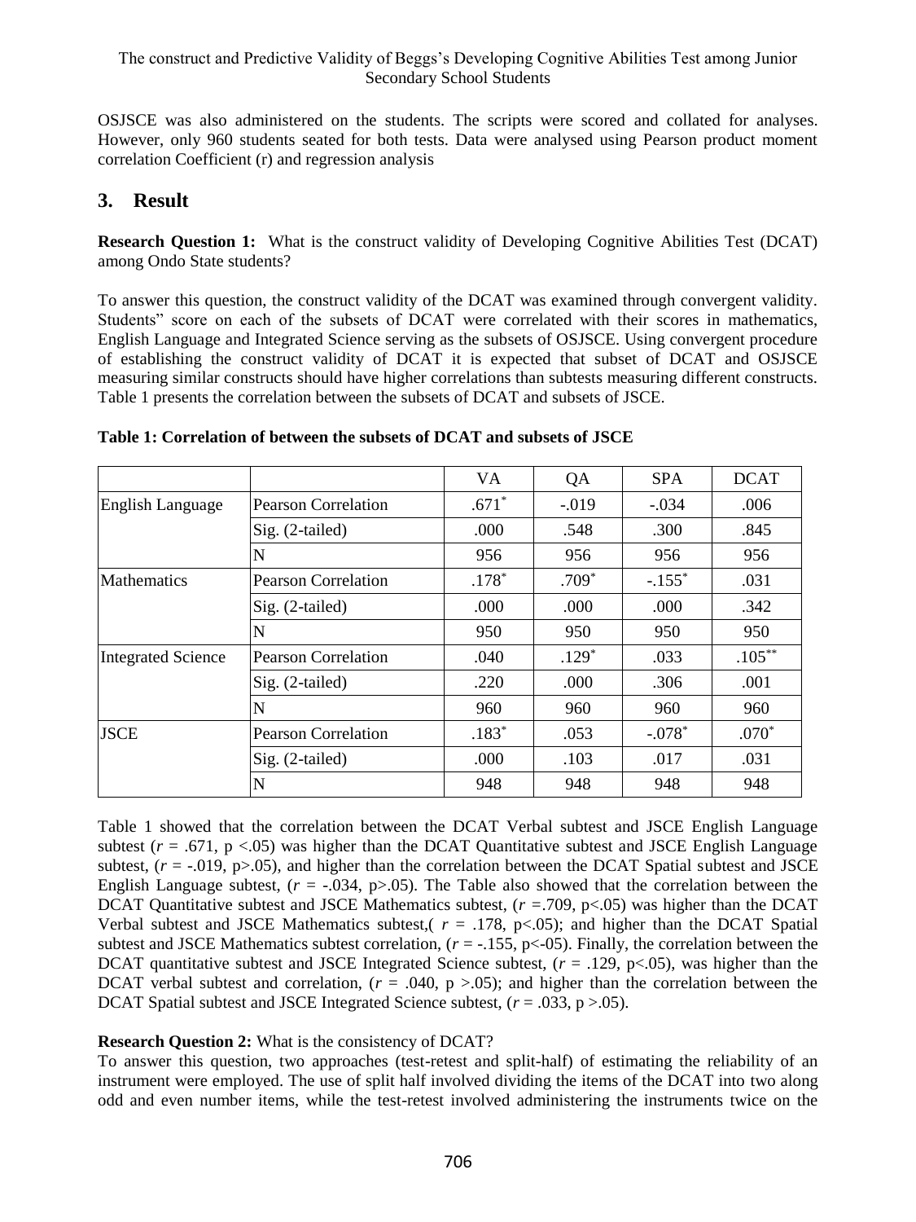OSJSCE was also administered on the students. The scripts were scored and collated for analyses. However, only 960 students seated for both tests. Data were analysed using Pearson product moment correlation Coefficient (r) and regression analysis

## 3. Result

**Research Question 1:** What is the construct validity of Developing Cognitive Abilities Test (DCAT) among Ondo State students?

To answer this question, the construct validity of the DCAT was examined through convergent validity. Students" score on each of the subsets of DCAT were correlated with their scores in mathematics, English Language and Integrated Science serving as the subsets of OSJSCE. Using convergent procedure of establishing the construct validity of DCAT it is expected that subset of DCAT and OSJSCE measuring similar constructs should have higher correlations than subtests measuring different constructs. Table 1 presents the correlation between the subsets of DCAT and subsets of JSCE.

**Table 1: Correlation of between the subsets of DCAT and subsets of JSCE**

| | | VA | QA | SPA | DCAT |
|---|---|---|---|---|---|
| English Language | Pearson Correlation | .671* | -.019 | -.034 | .006 |
| | Sig. (2-tailed) | .000 | .548 | .300 | .845 |
| | N | 956 | 956 | 956 | 956 |
| Mathematics | Pearson Correlation | .178* | .709* | -.155* | .031 |
| | Sig. (2-tailed) | .000 | .000 | .000 | .342 |
| | N | 950 | 950 | 950 | 950 |
| Integrated Science | Pearson Correlation | .040 | .129* | .033 | .105** |
| | Sig. (2-tailed) | .220 | .000 | .306 | .001 |
| | N | 960 | 960 | 960 | 960 |
| JSCE | Pearson Correlation | .183* | .053 | -.078* | .070* |
| | Sig. (2-tailed) | .000 | .103 | .017 | .031 |
| | N | 948 | 948 | 948 | 948 |

Table 1 showed that the correlation between the DCAT Verbal subtest and JSCE English Language subtest ($r$ = .671, p <.05) was higher than the DCAT Quantitative subtest and JSCE English Language subtest, ($r$ = -.019, p>.05), and higher than the correlation between the DCAT Spatial subtest and JSCE English Language subtest, ($r$ = -.034, p>.05). The Table also showed that the correlation between the DCAT Quantitative subtest and JSCE Mathematics subtest, ($r$ =.709, p<.05) was higher than the DCAT Verbal subtest and JSCE Mathematics subtest,( $r$ = .178, p<.05); and higher than the DCAT Spatial subtest and JSCE Mathematics subtest correlation, ($r$ = -.155, p<-05). Finally, the correlation between the DCAT quantitative subtest and JSCE Integrated Science subtest, ($r$ = .129, p<.05), was higher than the DCAT verbal subtest and correlation, ($r$ = .040, p >.05); and higher than the correlation between the DCAT Spatial subtest and JSCE Integrated Science subtest, ($r$ = .033, p >.05).

**Research Question 2:** What is the consistency of DCAT?

To answer this question, two approaches (test-retest and split-half) of estimating the reliability of an instrument were employed. The use of split half involved dividing the items of the DCAT into two along odd and even number items, while the test-retest involved administering the instruments twice on the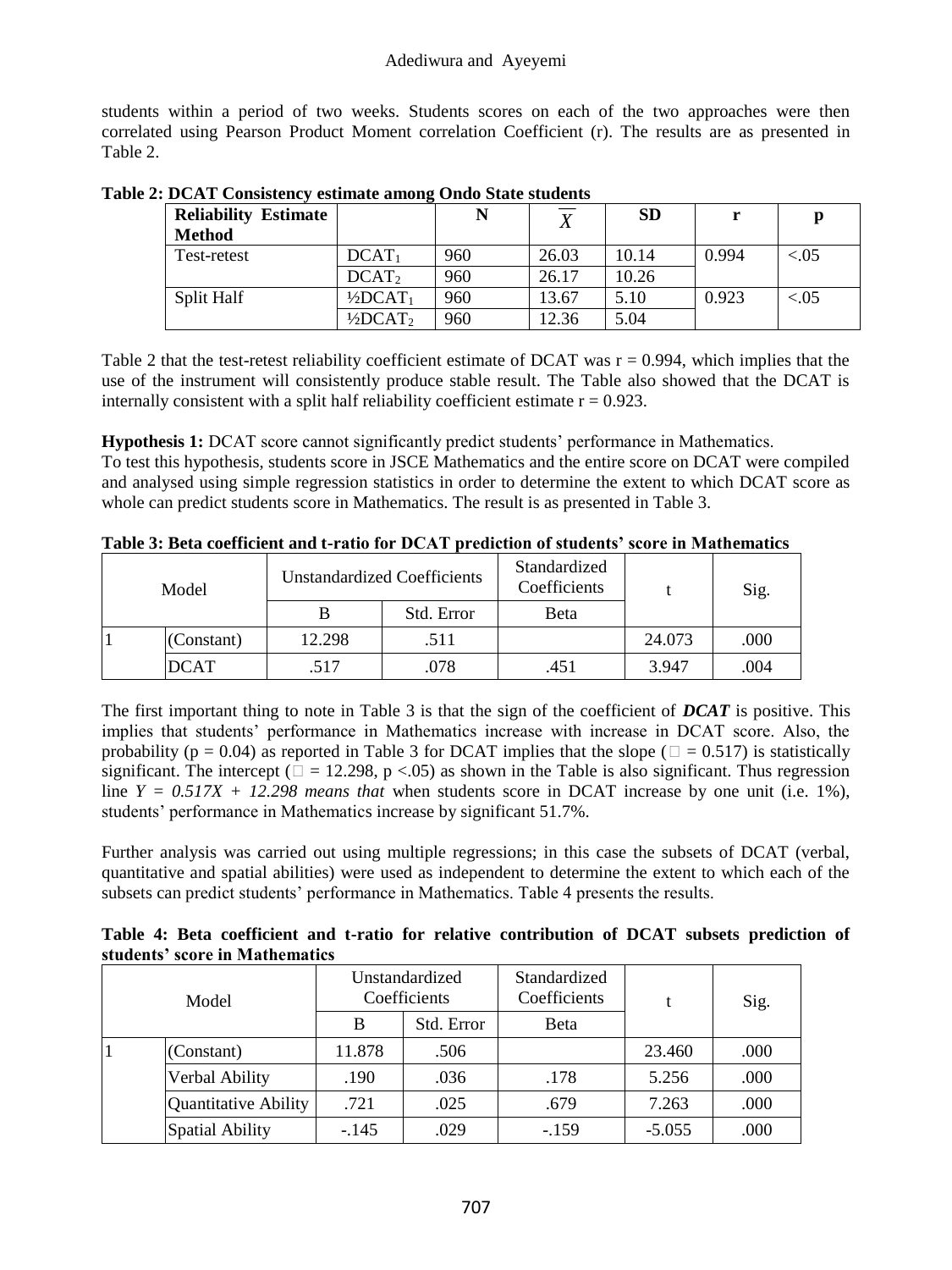students within a period of two weeks. Students scores on each of the two approaches were then correlated using Pearson Product Moment correlation Coefficient (r). The results are as presented in Table 2.

**Table 2: DCAT Consistency estimate among Ondo State students**

| Reliability Estimate Method | | N | $\overline{X}$ | SD | r | p |
|---|---|---|---|---|---|---|
| Test-retest | $DCAT_1$ | 960 | 26.03 | 10.14 | 0.994 | <.05 |
| | $DCAT_2$ | 960 | 26.17 | 10.26 | | |
| Split Half | $\frac{1}{2}DCAT_1$ | 960 | 13.67 | 5.10 | 0.923 | <.05 |
| | $\frac{1}{2}DCAT_2$ | 960 | 12.36 | 5.04 | | |

Table 2 that the test-retest reliability coefficient estimate of DCAT was $r = 0.994$, which implies that the use of the instrument will consistently produce stable result. The Table also showed that the DCAT is internally consistent with a split half reliability coefficient estimate $r = 0.923$.

**Hypothesis 1:** DCAT score cannot significantly predict students' performance in Mathematics.
To test this hypothesis, students score in JSCE Mathematics and the entire score on DCAT were compiled and analysed using simple regression statistics in order to determine the extent to which DCAT score as whole can predict students score in Mathematics. The result is as presented in Table 3.

**Table 3: Beta coefficient and t-ratio for DCAT prediction of students' score in Mathematics**

| Model | | Unstandardized Coefficients | | Standardized Coefficients | t | Sig. |
|---|---|---|---|---|---|---|
| | | B | Std. Error | Beta | | |
| 1 | (Constant) | 12.298 | .511 | | 24.073 | .000 |
| | DCAT | .517 | .078 | .451 | 3.947 | .004 |

The first important thing to note in Table 3 is that the sign of the coefficient of ***DCAT*** is positive. This implies that students' performance in Mathematics increase with increase in DCAT score. Also, the probability ($p = 0.04$) as reported in Table 3 for DCAT implies that the slope (□ = 0.517) is statistically significant. The intercept (□ = 12.298, $p < .05$) as shown in the Table is also significant. Thus regression line $Y = 0.517X + 12.298$ *means that* when students score in DCAT increase by one unit (i.e. 1%), students' performance in Mathematics increase by significant 51.7%.

Further analysis was carried out using multiple regressions; in this case the subsets of DCAT (verbal, quantitative and spatial abilities) were used as independent to determine the extent to which each of the subsets can predict students' performance in Mathematics. Table 4 presents the results.

**Table 4: Beta coefficient and t-ratio for relative contribution of DCAT subsets prediction of students' score in Mathematics**

| Model | | Unstandardized Coefficients | | Standardized Coefficients | t | Sig. |
|---|---|---|---|---|---|---|
| | | B | Std. Error | Beta | | |
| 1 | (Constant) | 11.878 | .506 | | 23.460 | .000 |
| | Verbal Ability | .190 | .036 | .178 | 5.256 | .000 |
| | Quantitative Ability | .721 | .025 | .679 | 7.263 | .000 |
| | Spatial Ability | -.145 | .029 | -.159 | -5.055 | .000 |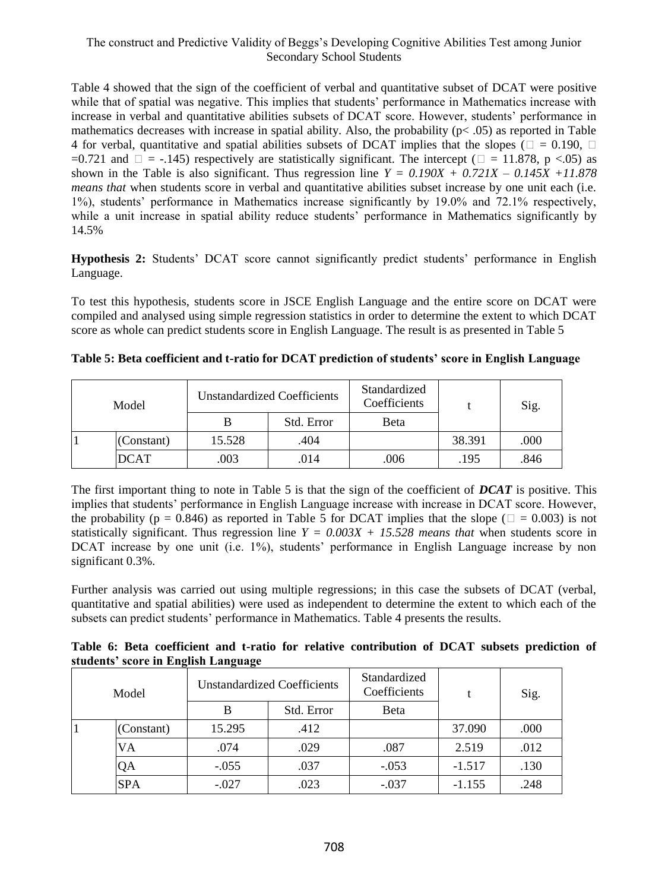Table 4 showed that the sign of the coefficient of verbal and quantitative subset of DCAT were positive while that of spatial was negative. This implies that students' performance in Mathematics increase with increase in verbal and quantitative abilities subsets of DCAT score. However, students' performance in mathematics decreases with increase in spatial ability. Also, the probability ($p < .05$) as reported in Table 4 for verbal, quantitative and spatial abilities subsets of DCAT implies that the slopes (□ = 0.190, □ =0.721 and □ = -.145) respectively are statistically significant. The intercept (□ = 11.878, $p < .05$) as shown in the Table is also significant. Thus regression line $Y = 0.190X + 0.721X - 0.145X + 11.878$ *means that* when students score in verbal and quantitative abilities subset increase by one unit each (i.e. 1%), students' performance in Mathematics increase significantly by 19.0% and 72.1% respectively, while a unit increase in spatial ability reduce students' performance in Mathematics significantly by 14.5%

**Hypothesis 2:** Students' DCAT score cannot significantly predict students' performance in English Language.

To test this hypothesis, students score in JSCE English Language and the entire score on DCAT were compiled and analysed using simple regression statistics in order to determine the extent to which DCAT score as whole can predict students score in English Language. The result is as presented in Table 5

**Table 5: Beta coefficient and t-ratio for DCAT prediction of students' score in English Language**

| Model | | Unstandardized Coefficients | | Standardized Coefficients | t | Sig. |
|---|---|---|---|---|---|---|
| | | B | Std. Error | Beta | | |
| 1 | (Constant) | 15.528 | .404 | | 38.391 | .000 |
| | DCAT | .003 | .014 | .006 | .195 | .846 |

The first important thing to note in Table 5 is that the sign of the coefficient of ***DCAT*** is positive. This implies that students' performance in English Language increase with increase in DCAT score. However, the probability ($p = 0.846$) as reported in Table 5 for DCAT implies that the slope (□ = 0.003) is not statistically significant. Thus regression line $Y = 0.003X + 15.528$ *means that* when students score in DCAT increase by one unit (i.e. 1%), students' performance in English Language increase by non significant 0.3%.

Further analysis was carried out using multiple regressions; in this case the subsets of DCAT (verbal, quantitative and spatial abilities) were used as independent to determine the extent to which each of the subsets can predict students' performance in Mathematics. Table 4 presents the results.

**Table 6: Beta coefficient and t-ratio for relative contribution of DCAT subsets prediction of students' score in English Language**

| Model | | Unstandardized Coefficients | | Standardized Coefficients | t | Sig. |
|---|---|---|---|---|---|---|
| | | B | Std. Error | Beta | | |
| 1 | (Constant) | 15.295 | .412 | | 37.090 | .000 |
| | VA | .074 | .029 | .087 | 2.519 | .012 |
| | QA | -.055 | .037 | -.053 | -1.517 | .130 |
| | SPA | -.027 | .023 | -.037 | -1.155 | .248 |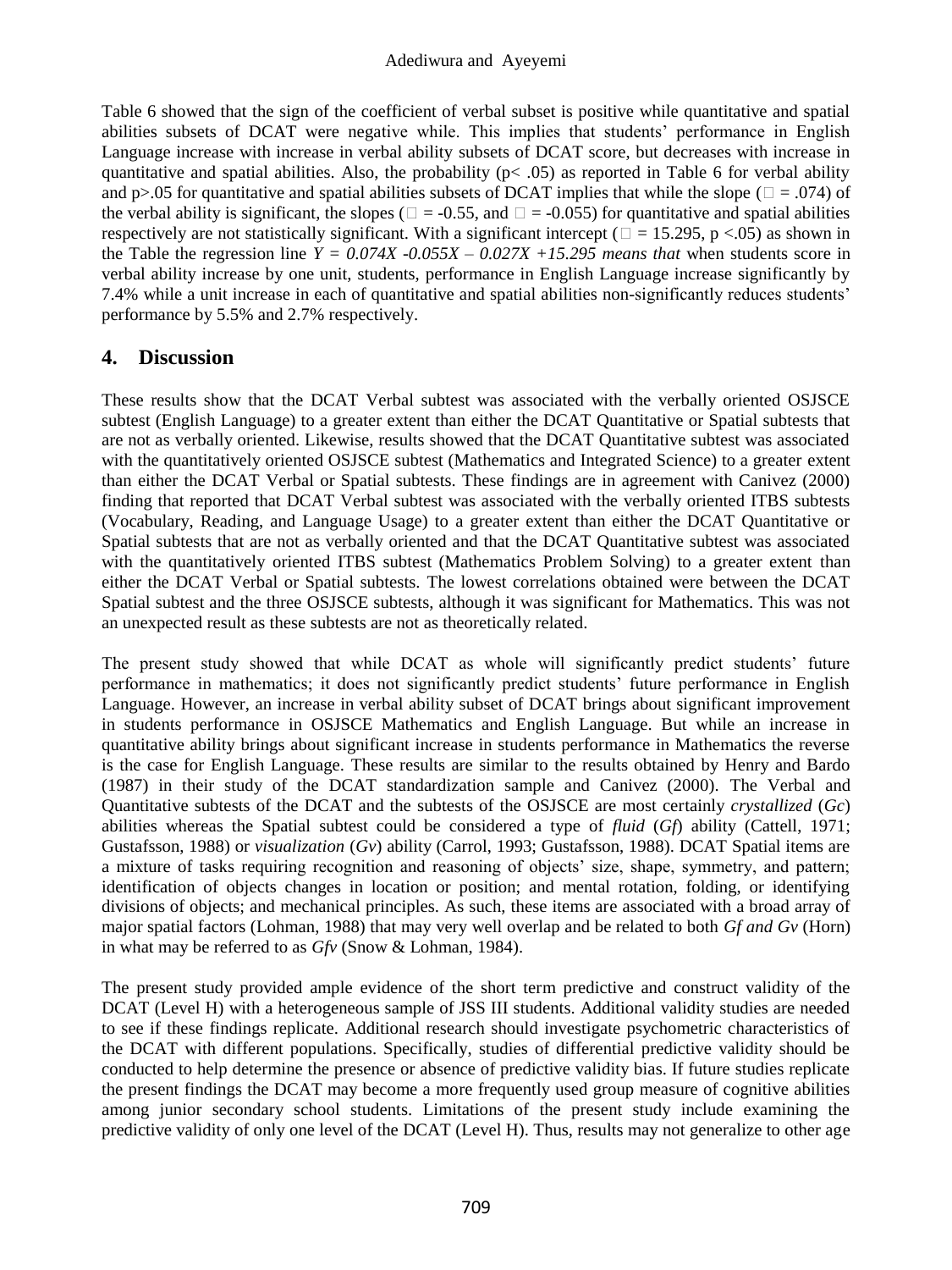Table 6 showed that the sign of the coefficient of verbal subset is positive while quantitative and spatial abilities subsets of DCAT were negative while. This implies that students' performance in English Language increase with increase in verbal ability subsets of DCAT score, but decreases with increase in quantitative and spatial abilities. Also, the probability ($p < .05$) as reported in Table 6 for verbal ability and $p > .05$ for quantitative and spatial abilities subsets of DCAT implies that while the slope ($\square = .074$) of the verbal ability is significant, the slopes ($\square = -0.55$, and $\square = -0.055$) for quantitative and spatial abilities respectively are not statistically significant. With a significant intercept ($\square = 15.295$, $p < .05$) as shown in the Table the regression line $Y = 0.074X - 0.055X - 0.027X + 15.295$ *means that* when students score in verbal ability increase by one unit, students, performance in English Language increase significantly by 7.4% while a unit increase in each of quantitative and spatial abilities non-significantly reduces students' performance by 5.5% and 2.7% respectively.

## 4. Discussion

These results show that the DCAT Verbal subtest was associated with the verbally oriented OSJSCE subtest (English Language) to a greater extent than either the DCAT Quantitative or Spatial subtests that are not as verbally oriented. Likewise, results showed that the DCAT Quantitative subtest was associated with the quantitatively oriented OSJSCE subtest (Mathematics and Integrated Science) to a greater extent than either the DCAT Verbal or Spatial subtests. These findings are in agreement with Canivez (2000) finding that reported that DCAT Verbal subtest was associated with the verbally oriented ITBS subtests (Vocabulary, Reading, and Language Usage) to a greater extent than either the DCAT Quantitative or Spatial subtests that are not as verbally oriented and that the DCAT Quantitative subtest was associated with the quantitatively oriented ITBS subtest (Mathematics Problem Solving) to a greater extent than either the DCAT Verbal or Spatial subtests. The lowest correlations obtained were between the DCAT Spatial subtest and the three OSJSCE subtests, although it was significant for Mathematics. This was not an unexpected result as these subtests are not as theoretically related.

The present study showed that while DCAT as whole will significantly predict students' future performance in mathematics; it does not significantly predict students' future performance in English Language. However, an increase in verbal ability subset of DCAT brings about significant improvement in students performance in OSJSCE Mathematics and English Language. But while an increase in quantitative ability brings about significant increase in students performance in Mathematics the reverse is the case for English Language. These results are similar to the results obtained by Henry and Bardo (1987) in their study of the DCAT standardization sample and Canivez (2000). The Verbal and Quantitative subtests of the DCAT and the subtests of the OSJSCE are most certainly *crystallized* (*Gc*) abilities whereas the Spatial subtest could be considered a type of *fluid* (*Gf*) ability (Cattell, 1971; Gustafsson, 1988) or *visualization* (*Gv*) ability (Carrol, 1993; Gustafsson, 1988). DCAT Spatial items are a mixture of tasks requiring recognition and reasoning of objects' size, shape, symmetry, and pattern; identification of objects changes in location or position; and mental rotation, folding, or identifying divisions of objects; and mechanical principles. As such, these items are associated with a broad array of major spatial factors (Lohman, 1988) that may very well overlap and be related to both *Gf and Gv* (Horn) in what may be referred to as *Gfv* (Snow & Lohman, 1984).

The present study provided ample evidence of the short term predictive and construct validity of the DCAT (Level H) with a heterogeneous sample of JSS III students. Additional validity studies are needed to see if these findings replicate. Additional research should investigate psychometric characteristics of the DCAT with different populations. Specifically, studies of differential predictive validity should be conducted to help determine the presence or absence of predictive validity bias. If future studies replicate the present findings the DCAT may become a more frequently used group measure of cognitive abilities among junior secondary school students. Limitations of the present study include examining the predictive validity of only one level of the DCAT (Level H). Thus, results may not generalize to other age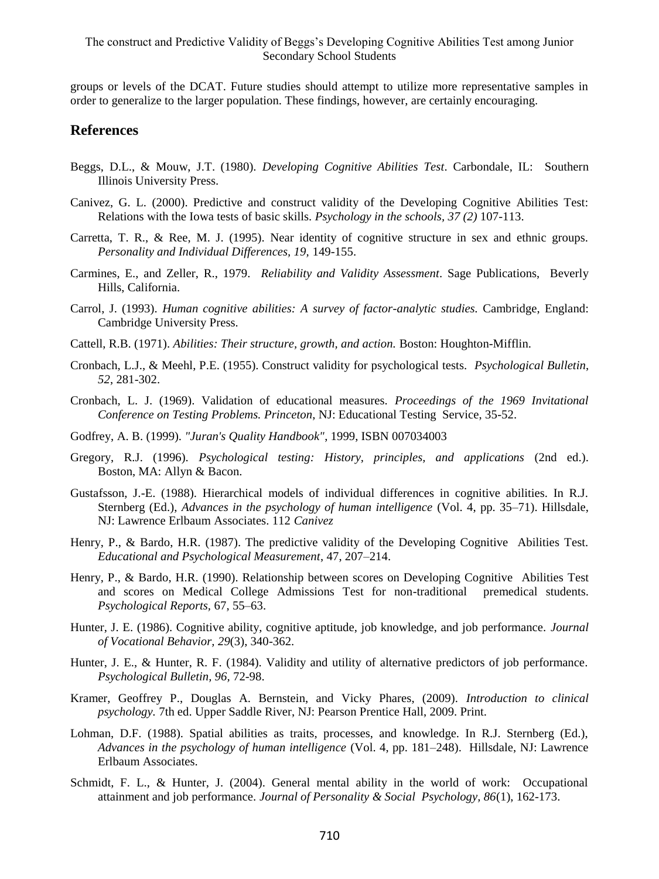groups or levels of the DCAT. Future studies should attempt to utilize more representative samples in order to generalize to the larger population. These findings, however, are certainly encouraging.

## References

Beggs, D.L., & Mouw, J.T. (1980). *Developing Cognitive Abilities Test*. Carbondale, IL: Southern Illinois University Press.

Canivez, G. L. (2000). Predictive and construct validity of the Developing Cognitive Abilities Test: Relations with the Iowa tests of basic skills. *Psychology in the schools, 37 (2)* 107-113.

Carretta, T. R., & Ree, M. J. (1995). Near identity of cognitive structure in sex and ethnic groups. *Personality and Individual Differences, 19,* 149-155.

Carmines, E., and Zeller, R., 1979. *Reliability and Validity Assessment*. Sage Publications, Beverly Hills, California.

Carrol, J. (1993). *Human cognitive abilities: A survey of factor-analytic studies.* Cambridge, England: Cambridge University Press.

Cattell, R.B. (1971). *Abilities: Their structure, growth, and action.* Boston: Houghton-Mifflin.

Cronbach, L.J., & Meehl, P.E. (1955). Construct validity for psychological tests. *Psychological Bulletin, 52*, 281-302.

Cronbach, L. J. (1969). Validation of educational measures. *Proceedings of the 1969 Invitational Conference on Testing Problems. Princeton*, NJ: Educational Testing Service, 35-52.

Godfrey, A. B. (1999). *"Juran's Quality Handbook"*, 1999, ISBN 007034003

Gregory, R.J. (1996). *Psychological testing: History, principles, and applications* (2nd ed.). Boston, MA: Allyn & Bacon.

Gustafsson, J.-E. (1988). Hierarchical models of individual differences in cognitive abilities. In R.J. Sternberg (Ed.), *Advances in the psychology of human intelligence* (Vol. 4, pp. 35–71). Hillsdale, NJ: Lawrence Erlbaum Associates. 112 *Canivez*

Henry, P., & Bardo, H.R. (1987). The predictive validity of the Developing Cognitive Abilities Test. *Educational and Psychological Measurement*, 47, 207–214.

Henry, P., & Bardo, H.R. (1990). Relationship between scores on Developing Cognitive Abilities Test and scores on Medical College Admissions Test for non-traditional premedical students. *Psychological Reports,* 67, 55–63.

Hunter, J. E. (1986). Cognitive ability, cognitive aptitude, job knowledge, and job performance. *Journal of Vocational Behavior, 29*(3), 340-362.

Hunter, J. E., & Hunter, R. F. (1984). Validity and utility of alternative predictors of job performance. *Psychological Bulletin, 96*, 72-98.

Kramer, Geoffrey P., Douglas A. Bernstein, and Vicky Phares, (2009). *Introduction to clinical psychology.* 7th ed. Upper Saddle River, NJ: Pearson Prentice Hall, 2009. Print.

Lohman, D.F. (1988). Spatial abilities as traits, processes, and knowledge. In R.J. Sternberg (Ed.), *Advances in the psychology of human intelligence* (Vol. 4, pp. 181–248). Hillsdale, NJ: Lawrence Erlbaum Associates.

Schmidt, F. L., & Hunter, J. (2004). General mental ability in the world of work: Occupational attainment and job performance. *Journal of Personality & Social Psychology, 86*(1), 162-173.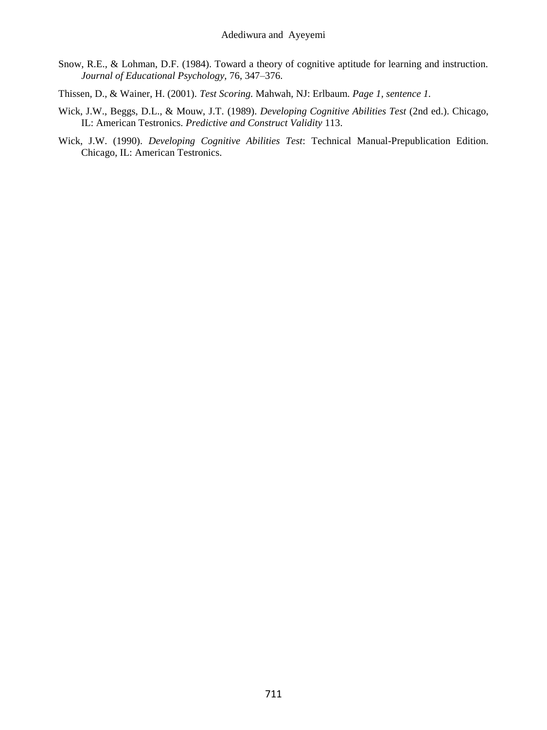Snow, R.E., & Lohman, D.F. (1984). Toward a theory of cognitive aptitude for learning and instruction. *Journal of Educational Psychology,* 76, 347–376.

Thissen, D., & Wainer, H. (2001). *Test Scoring.* Mahwah, NJ: Erlbaum. *Page 1, sentence 1.*

Wick, J.W., Beggs, D.L., & Mouw, J.T. (1989). *Developing Cognitive Abilities Test* (2nd ed.). Chicago, IL: American Testronics. *Predictive and Construct Validity* 113.

Wick, J.W. (1990). *Developing Cognitive Abilities Test*: Technical Manual-Prepublication Edition. Chicago, IL: American Testronics.